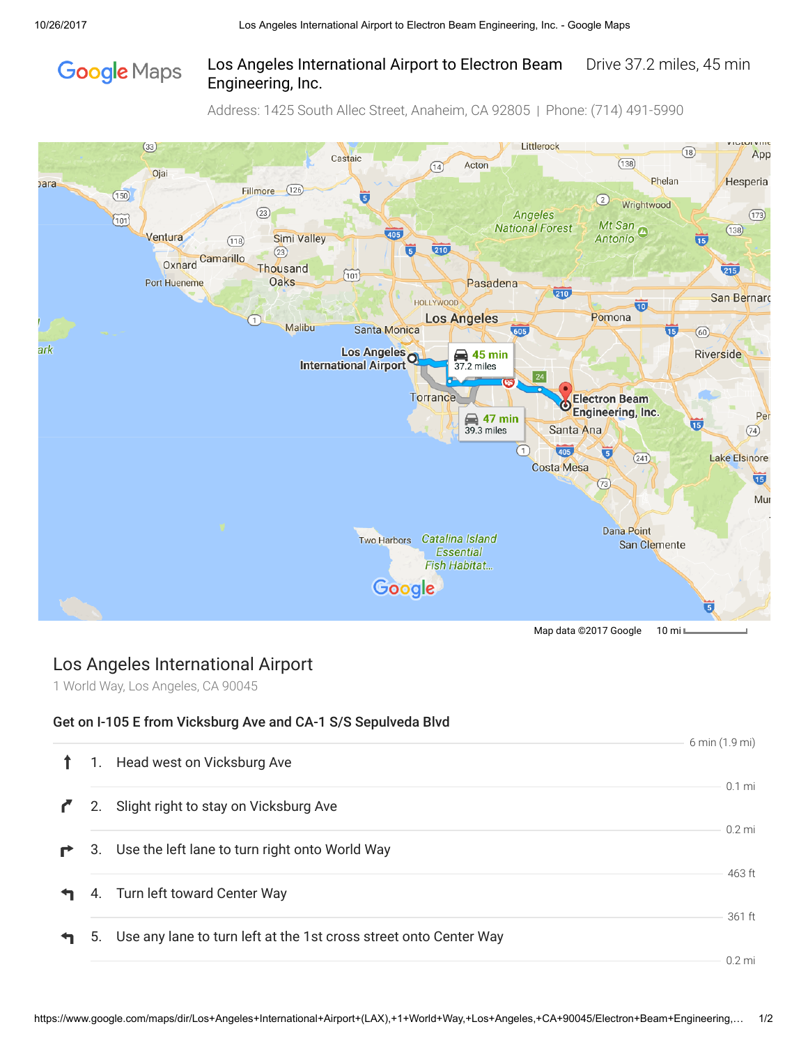# Los Angeles International Airport to Electron Beam Engineering, Inc.

Drive 37.2 miles, 45 min

Address: 1425 South Allec Street, Anaheim, CA 92805 | Phone: (714) 491-5990

Map data ©2017 Google 10 mi

## Los Angeles International Airport

1 World Way, Los Angeles, CA 90045

### Get on I-105 E from Vicksburg Ave and CA-1 S/S Sepulveda Blvd

6 min (1.9 mi)

1. Head west on Vicksburg Ave

   0.1 mi

2. Slight right to stay on Vicksburg Ave

   0.2 mi

3. Use the left lane to turn right onto World Way

   463 ft

4. Turn left toward Center Way

   361 ft

5. Use any lane to turn left at the 1st cross street onto Center Way

   0.2 mi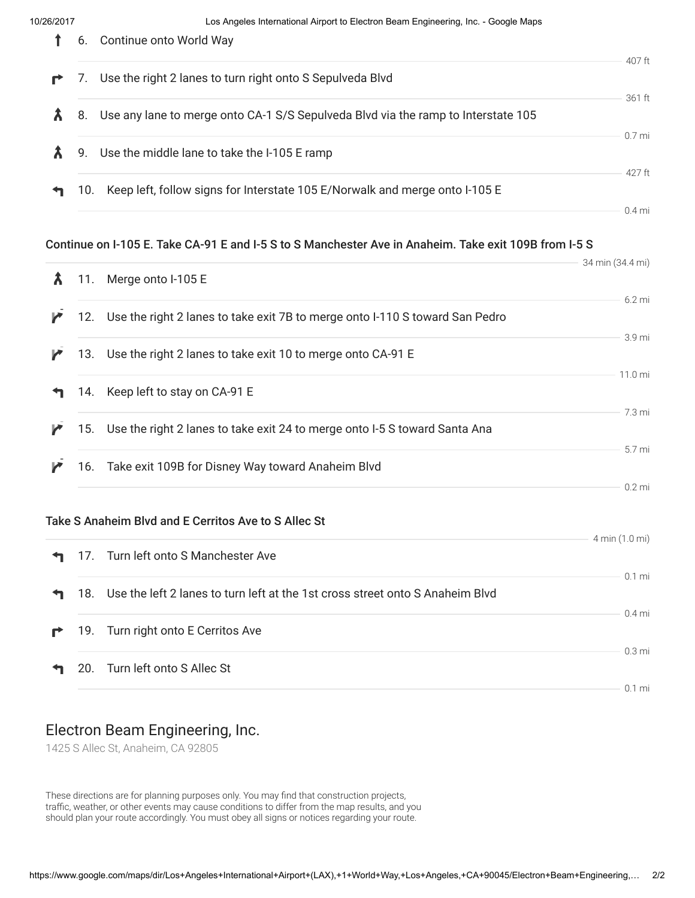6. Continue onto World Way

407 ft

7. Use the right 2 lanes to turn right onto S Sepulveda Blvd

361 ft

8. Use any lane to merge onto CA-1 S/S Sepulveda Blvd via the ramp to Interstate 105

0.7 mi

9. Use the middle lane to take the I-105 E ramp

427 ft

10. Keep left, follow signs for Interstate 105 E/Norwalk and merge onto I-105 E

0.4 mi

**Continue on I-105 E. Take CA-91 E and I-5 S to S Manchester Ave in Anaheim. Take exit 109B from I-5 S**

34 min (34.4 mi)

11. Merge onto I-105 E

6.2 mi

12. Use the right 2 lanes to take exit 7B to merge onto I-110 S toward San Pedro

3.9 mi

13. Use the right 2 lanes to take exit 10 to merge onto CA-91 E

11.0 mi

14. Keep left to stay on CA-91 E

7.3 mi

15. Use the right 2 lanes to take exit 24 to merge onto I-5 S toward Santa Ana

5.7 mi

16. Take exit 109B for Disney Way toward Anaheim Blvd

0.2 mi

**Take S Anaheim Blvd and E Cerritos Ave to S Allec St**

4 min (1.0 mi)

17. Turn left onto S Manchester Ave

0.1 mi

18. Use the left 2 lanes to turn left at the 1st cross street onto S Anaheim Blvd

0.4 mi

19. Turn right onto E Cerritos Ave

0.3 mi

20. Turn left onto S Allec St

0.1 mi

## Electron Beam Engineering, Inc.

1425 S Allec St, Anaheim, CA 92805

These directions are for planning purposes only. You may find that construction projects, traffic, weather, or other events may cause conditions to differ from the map results, and you should plan your route accordingly. You must obey all signs or notices regarding your route.